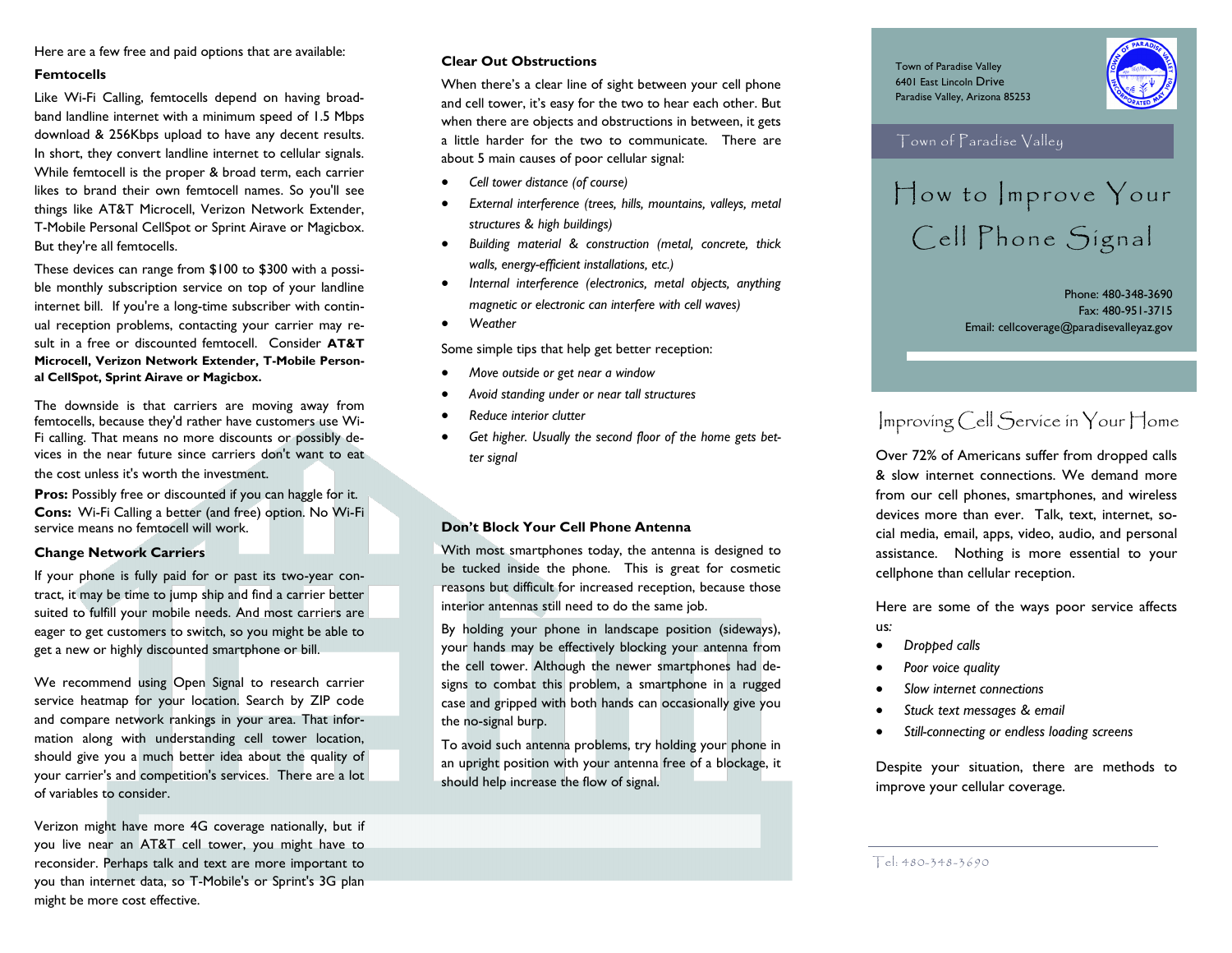Here are a few free and paid options that are available:

### Femtocells

Like Wi-Fi Calling, femtocells depend on having broadband landline internet with a minimum speed of 1.5 Mbps download & 256Kbps upload to have any decent results. In short, they convert landline internet to cellular signals. While femtocell is the proper & broad term, each carrier likes to brand their own femtocell names. So you'll see things like AT&T Microcell, Verizon Network Extender, T-Mobile Personal CellSpot or Sprint Airave or Magicbox. But they're all femtocells.

These devices can range from $100 to $300 with a possible monthly subscription service on top of your landline internet bill. If you're a long-time subscriber with continual reception problems, contacting your carrier may result in a free or discounted femtocell. Consider **AT&T Microcell, Verizon Network Extender, T-Mobile Personal CellSpot, Sprint Airave or Magicbox.**

The downside is that carriers are moving away from femtocells, because they'd rather have customers use Wi-Fi calling. That means no more discounts or possibly devices in the near future since carriers don't want to eat the cost unless it's worth the investment.

**Pros:** Possibly free or discounted if you can haggle for it.
**Cons:** Wi-Fi Calling a better (and free) option. No Wi-Fi service means no femtocell will work.

### Change Network Carriers

If your phone is fully paid for or past its two-year contract, it may be time to jump ship and find a carrier better suited to fulfill your mobile needs. And most carriers are eager to get customers to switch, so you might be able to get a new or highly discounted smartphone or bill.

We recommend using Open Signal to research carrier service heatmap for your location. Search by ZIP code and compare network rankings in your area. That information along with understanding cell tower location, should give you a much better idea about the quality of your carrier's and competition's services. There are a lot of variables to consider.

Verizon might have more 4G coverage nationally, but if you live near an AT&T cell tower, you might have to reconsider. Perhaps talk and text are more important to you than internet data, so T-Mobile's or Sprint's 3G plan might be more cost effective.

### Clear Out Obstructions

When there's a clear line of sight between your cell phone and cell tower, it's easy for the two to hear each other. But when there are objects and obstructions in between, it gets a little harder for the two to communicate. There are about 5 main causes of poor cellular signal:

- *Cell tower distance (of course)*
- *External interference (trees, hills, mountains, valleys, metal structures & high buildings)*
- *Building material & construction (metal, concrete, thick walls, energy-efficient installations, etc.)*
- *Internal interference (electronics, metal objects, anything magnetic or electronic can interfere with cell waves)*
- *Weather*

Some simple tips that help get better reception:

- *Move outside or get near a window*
- *Avoid standing under or near tall structures*
- *Reduce interior clutter*
- *Get higher. Usually the second floor of the home gets better signal*

### Don't Block Your Cell Phone Antenna

With most smartphones today, the antenna is designed to be tucked inside the phone. This is great for cosmetic reasons but difficult for increased reception, because those interior antennas still need to do the same job.

By holding your phone in landscape position (sideways), your hands may be effectively blocking your antenna from the cell tower. Although the newer smartphones had designs to combat this problem, a smartphone in a rugged case and gripped with both hands can occasionally give you the no-signal burp.

To avoid such antenna problems, try holding your phone in an upright position with your antenna free of a blockage, it should help increase the flow of signal.

Town of Paradise Valley
6401 East Lincoln Drive
Paradise Valley, Arizona 85253

Town of Paradise Valley

# How to Improve Your Cell Phone Signal

Phone: 480-348-3690
Fax: 480-951-3715
Email: cellcoverage@paradisevalleyaz.gov

## Improving Cell Service in Your Home

Over 72% of Americans suffer from dropped calls & slow internet connections. We demand more from our cell phones, smartphones, and wireless devices more than ever. Talk, text, internet, social media, email, apps, video, audio, and personal assistance. Nothing is more essential to your cellphone than cellular reception.

Here are some of the ways poor service affects us:

- *Dropped calls*
- *Poor voice quality*
- *Slow internet connections*
- *Stuck text messages & email*
- *Still-connecting or endless loading screens*

Despite your situation, there are methods to improve your cellular coverage.

Tel: 480-348-3690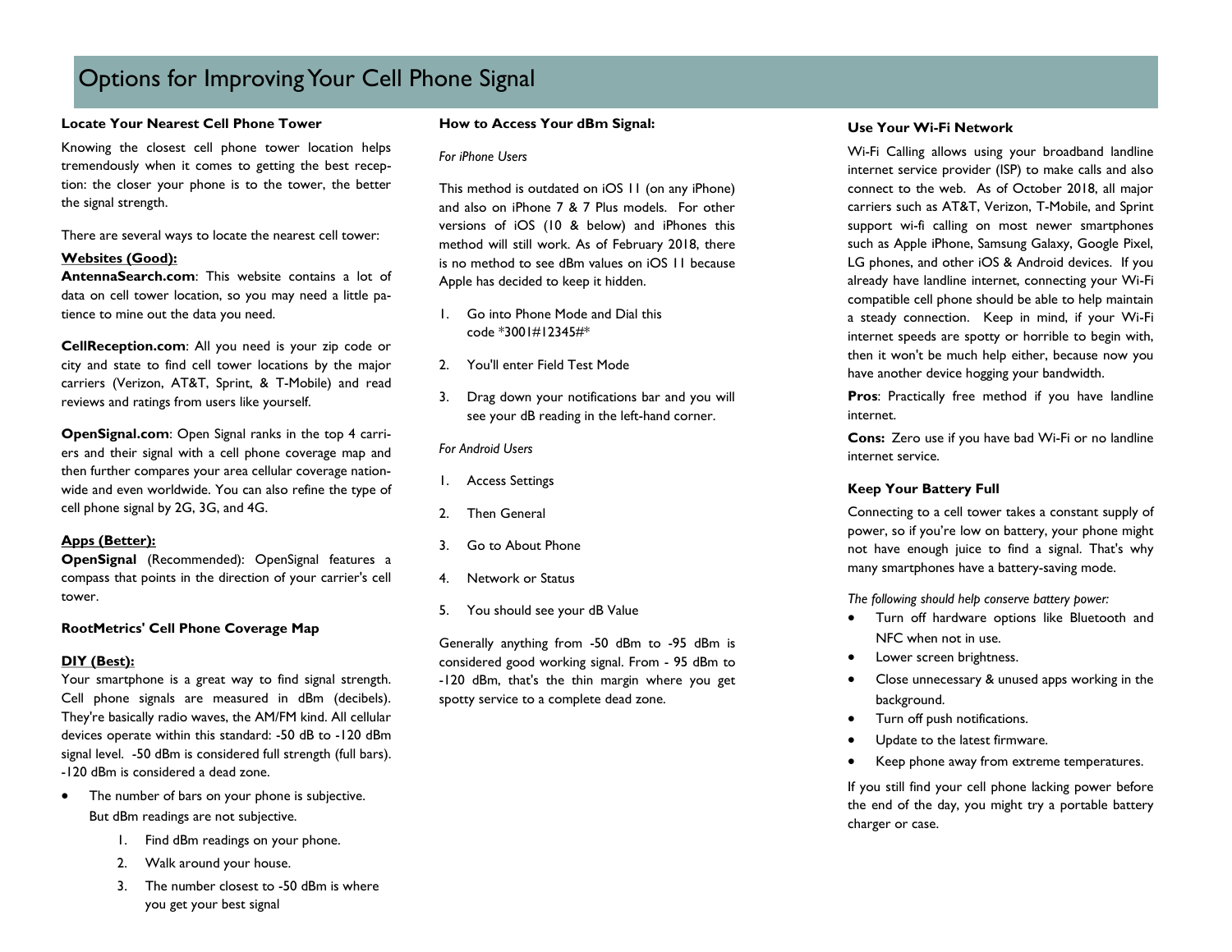# Options for Improving Your Cell Phone Signal

**Locate Your Nearest Cell Phone Tower**

Knowing the closest cell phone tower location helps tremendously when it comes to getting the best reception: the closer your phone is to the tower, the better the signal strength.

There are several ways to locate the nearest cell tower:

**Websites (Good):**

**AntennaSearch.com**: This website contains a lot of data on cell tower location, so you may need a little patience to mine out the data you need.

**CellReception.com**: All you need is your zip code or city and state to find cell tower locations by the major carriers (Verizon, AT&T, Sprint, & T-Mobile) and read reviews and ratings from users like yourself.

**OpenSignal.com**: Open Signal ranks in the top 4 carriers and their signal with a cell phone coverage map and then further compares your area cellular coverage nationwide and even worldwide. You can also refine the type of cell phone signal by 2G, 3G, and 4G.

**Apps (Better):**

**OpenSignal** (Recommended): OpenSignal features a compass that points in the direction of your carrier's cell tower.

**RootMetrics' Cell Phone Coverage Map**

**DIY (Best):**

Your smartphone is a great way to find signal strength. Cell phone signals are measured in dBm (decibels). They're basically radio waves, the AM/FM kind. All cellular devices operate within this standard: -50 dB to -120 dBm signal level. -50 dBm is considered full strength (full bars). -120 dBm is considered a dead zone.

- The number of bars on your phone is subjective. But dBm readings are not subjective.
  1. Find dBm readings on your phone.
  2. Walk around your house.
  3. The number closest to -50 dBm is where you get your best signal

**How to Access Your dBm Signal:**

*For iPhone Users*

This method is outdated on iOS 11 (on any iPhone) and also on iPhone 7 & 7 Plus models. For other versions of iOS (10 & below) and iPhones this method will still work. As of February 2018, there is no method to see dBm values on iOS 11 because Apple has decided to keep it hidden.

1. Go into Phone Mode and Dial this code *3001#12345#*
2. You'll enter Field Test Mode
3. Drag down your notifications bar and you will see your dB reading in the left-hand corner.

*For Android Users*

1. Access Settings
2. Then General
3. Go to About Phone
4. Network or Status
5. You should see your dB Value

Generally anything from -50 dBm to -95 dBm is considered good working signal. From - 95 dBm to -120 dBm, that's the thin margin where you get spotty service to a complete dead zone.

**Use Your Wi-Fi Network**

Wi-Fi Calling allows using your broadband landline internet service provider (ISP) to make calls and also connect to the web. As of October 2018, all major carriers such as AT&T, Verizon, T-Mobile, and Sprint support wi-fi calling on most newer smartphones such as Apple iPhone, Samsung Galaxy, Google Pixel, LG phones, and other iOS & Android devices. If you already have landline internet, connecting your Wi-Fi compatible cell phone should be able to help maintain a steady connection. Keep in mind, if your Wi-Fi internet speeds are spotty or horrible to begin with, then it won't be much help either, because now you have another device hogging your bandwidth.

**Pros**: Practically free method if you have landline internet.

**Cons:** Zero use if you have bad Wi-Fi or no landline internet service.

**Keep Your Battery Full**

Connecting to a cell tower takes a constant supply of power, so if you're low on battery, your phone might not have enough juice to find a signal. That's why many smartphones have a battery-saving mode.

*The following should help conserve battery power:*

- Turn off hardware options like Bluetooth and NFC when not in use.
- Lower screen brightness.
- Close unnecessary & unused apps working in the background.
- Turn off push notifications.
- Update to the latest firmware.
- Keep phone away from extreme temperatures.

If you still find your cell phone lacking power before the end of the day, you might try a portable battery charger or case.